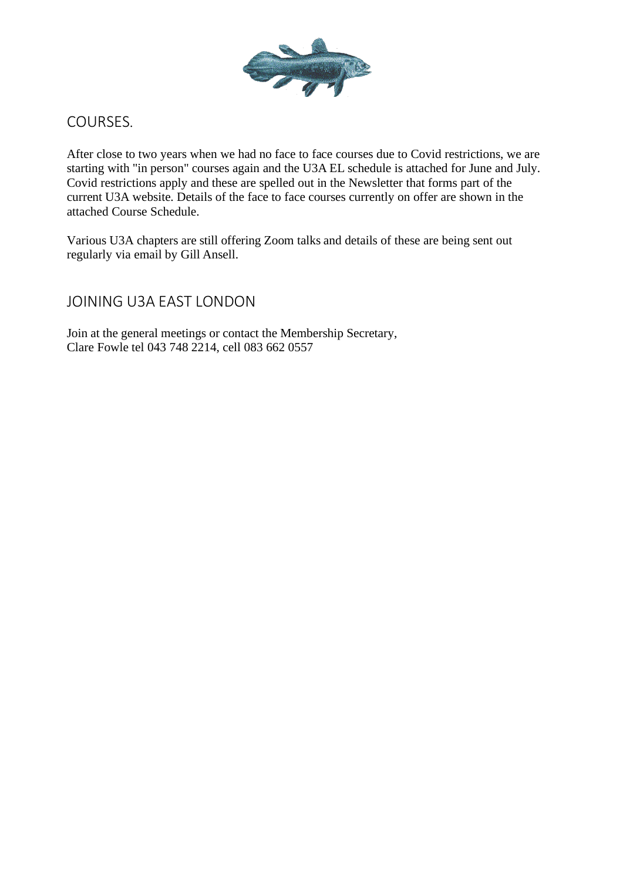## COURSES.

After close to two years when we had no face to face courses due to Covid restrictions, we are starting with "in person" courses again and the U3A EL schedule is attached for June and July. Covid restrictions apply and these are spelled out in the Newsletter that forms part of the current U3A website. Details of the face to face courses currently on offer are shown in the attached Course Schedule.

Various U3A chapters are still offering Zoom talks and details of these are being sent out regularly via email by Gill Ansell.

## JOINING U3A EAST LONDON

Join at the general meetings or contact the Membership Secretary,
Clare Fowle tel 043 748 2214, cell 083 662 0557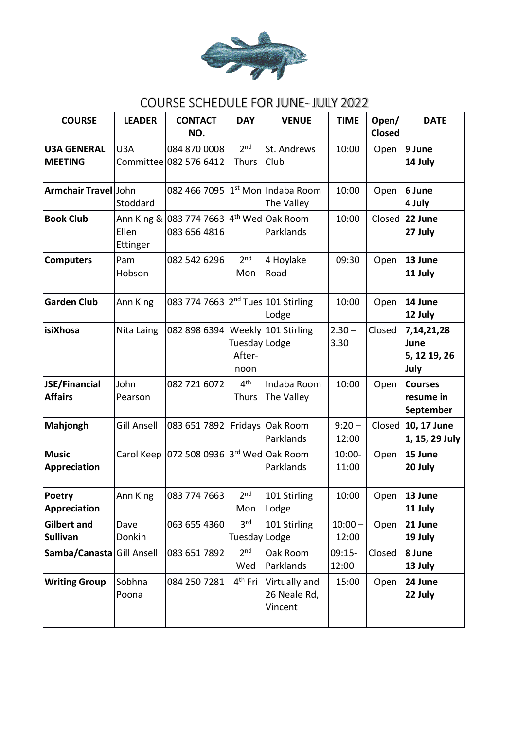# COURSE SCHEDULE FOR JUNE- JULY 2022

| COURSE | LEADER | CONTACT NO. | DAY | VENUE | TIME | Open/ Closed | DATE |
|---|---|---|---|---|---|---|---|
| **U3A GENERAL MEETING** | U3A Committee | 084 870 0008 082 576 6412 | 2nd Thurs | St. Andrews Club | 10:00 | Open | **9 June 14 July** |
| **Armchair Travel** | John Stoddard | 082 466 7095 | 1st Mon | Indaba Room The Valley | 10:00 | Open | **6 June 4 July** |
| **Book Club** | Ann King & Ellen Ettinger | 083 774 7663 083 656 4816 | 4th Wed | Oak Room Parklands | 10:00 | Closed | **22 June 27 July** |
| **Computers** | Pam Hobson | 082 542 6296 | 2nd Mon | 4 Hoylake Road | 09:30 | Open | **13 June 11 July** |
| **Garden Club** | Ann King | 083 774 7663 | 2nd Tues | 101 Stirling Lodge | 10:00 | Open | **14 June 12 July** |
| **isiXhosa** | Nita Laing | 082 898 6394 | Weekly Tuesday After-noon | 101 Stirling Lodge | 2.30 – 3.30 | Closed | **7,14,21,28 June 5, 12 19, 26 July** |
| **JSE/Financial Affairs** | John Pearson | 082 721 6072 | 4th Thurs | Indaba Room The Valley | 10:00 | Open | **Courses resume in September** |
| **Mahjongh** | Gill Ansell | 083 651 7892 | Fridays | Oak Room Parklands | 9:20 – 12:00 | Closed | **10, 17 June 1, 15, 29 July** |
| **Music Appreciation** | Carol Keep | 072 508 0936 | 3rd Wed | Oak Room Parklands | 10:00-11:00 | Open | **15 June 20 July** |
| **Poetry Appreciation** | Ann King | 083 774 7663 | 2nd Mon | 101 Stirling Lodge | 10:00 | Open | **13 June 11 July** |
| **Gilbert and Sullivan** | Dave Donkin | 063 655 4360 | 3rd Tuesday | 101 Stirling Lodge | 10:00 – 12:00 | Open | **21 June 19 July** |
| **Samba/Canasta** | Gill Ansell | 083 651 7892 | 2nd Wed | Oak Room Parklands | 09:15-12:00 | Closed | **8 June 13 July** |
| **Writing Group** | Sobhna Poona | 084 250 7281 | 4th Fri | Virtually and 26 Neale Rd, Vincent | 15:00 | Open | **24 June 22 July** |